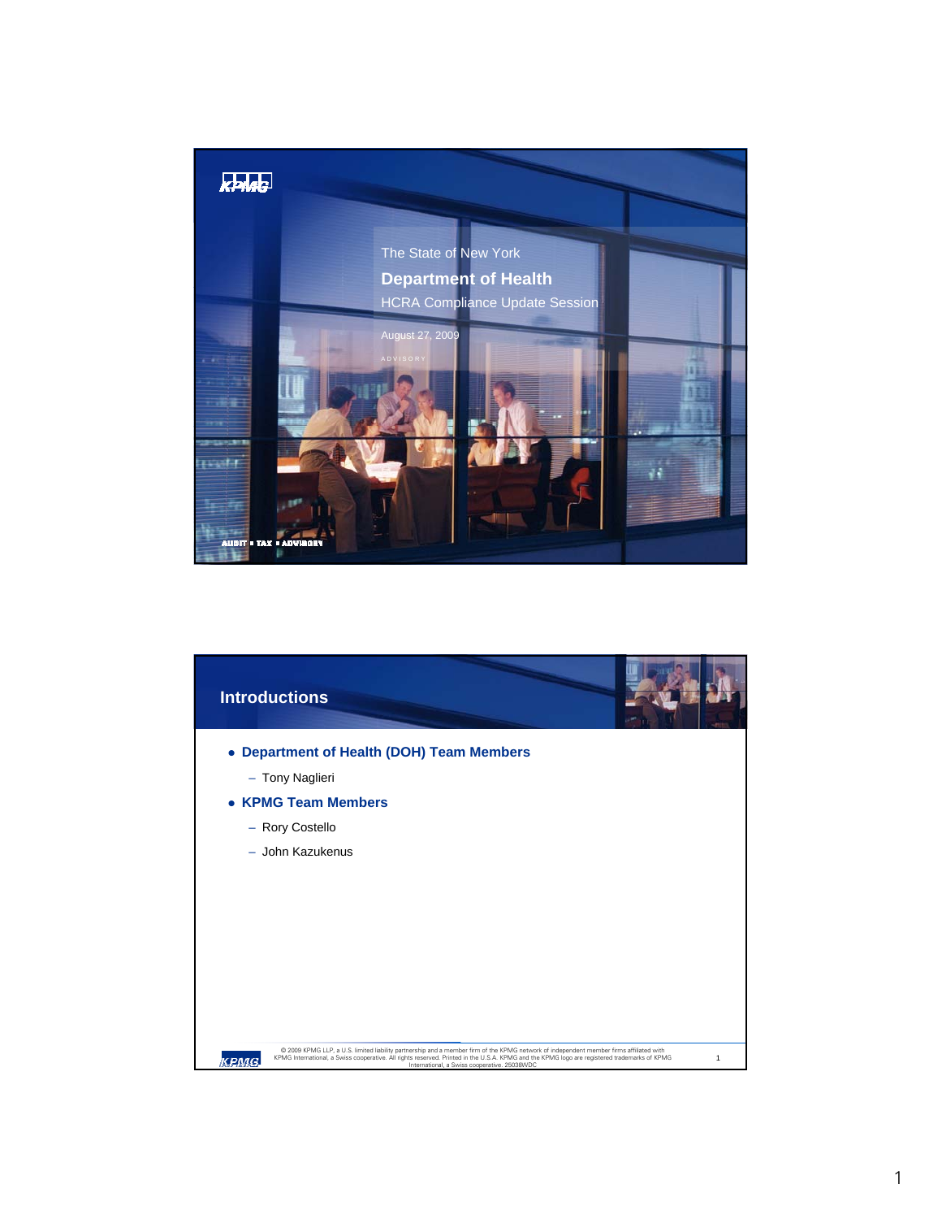The State of New York

# Department of Health

HCRA Compliance Update Session

August 27, 2009

ADVISORY

AUDIT • TAX • ADVISORY

## Introductions

- **Department of Health (DOH) Team Members**
  - Tony Naglieri
- **KPMG Team Members**
  - Rory Costello
  - John Kazukenus

© 2009 KPMG LLP, a U.S. limited liability partnership and a member firm of the KPMG network of independent member firms affiliated with KPMG International, a Swiss cooperative. All rights reserved. Printed in the U.S.A. KPMG and the KPMG logo are registered trademarks of KPMG International, a Swiss cooperative. 25038WDC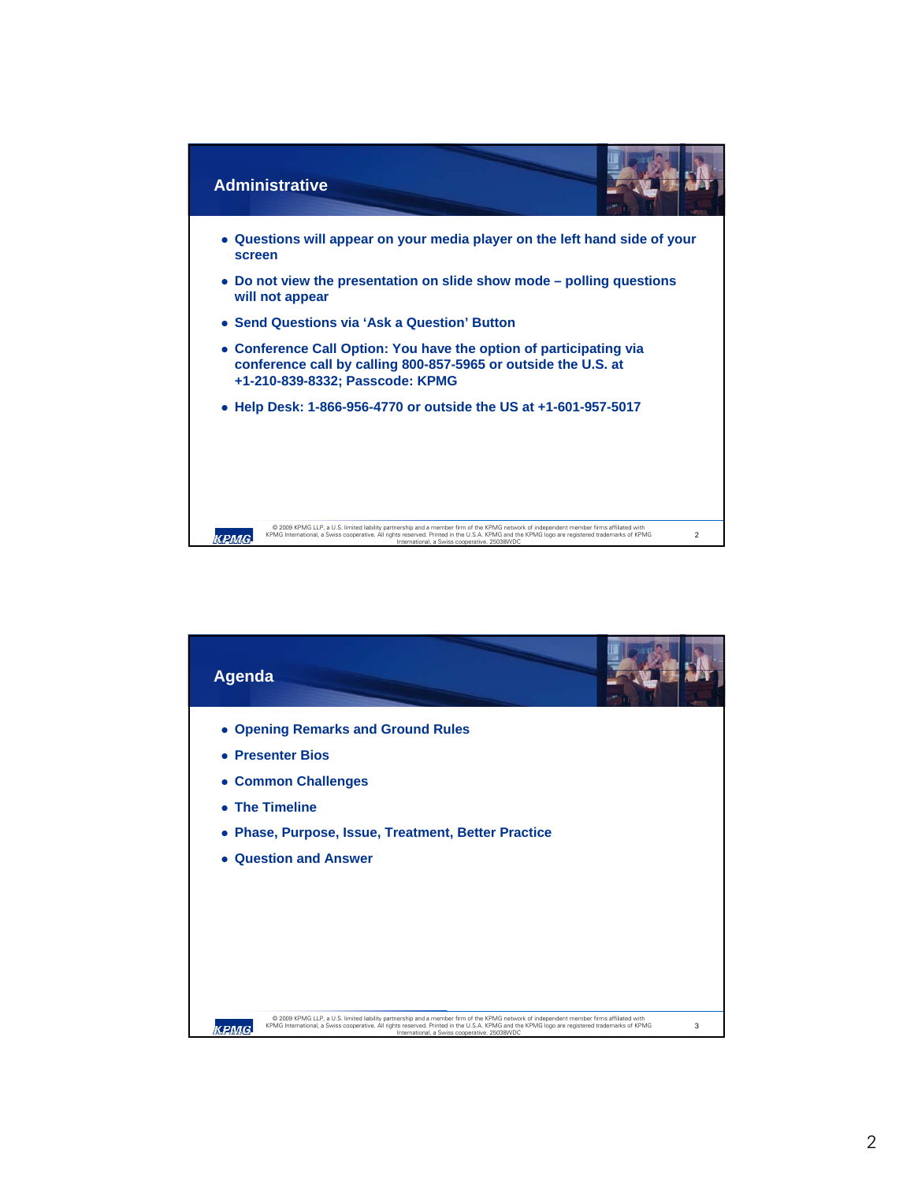## Administrative

- Questions will appear on your media player on the left hand side of your screen
- Do not view the presentation on slide show mode – polling questions will not appear
- Send Questions via 'Ask a Question' Button
- Conference Call Option: You have the option of participating via conference call by calling 800-857-5965 or outside the U.S. at +1-210-839-8332; Passcode: KPMG
- Help Desk: 1-866-956-4770 or outside the US at +1-601-957-5017

© 2009 KPMG LLP, a U.S. limited liability partnership and a member firm of the KPMG network of independent member firms affiliated with KPMG International, a Swiss cooperative. All rights reserved. Printed in the U.S.A. KPMG and the KPMG logo are registered trademarks of KPMG International, a Swiss cooperative. 25038WDC

## Agenda

- Opening Remarks and Ground Rules
- Presenter Bios
- Common Challenges
- The Timeline
- Phase, Purpose, Issue, Treatment, Better Practice
- Question and Answer

© 2009 KPMG LLP, a U.S. limited liability partnership and a member firm of the KPMG network of independent member firms affiliated with KPMG International, a Swiss cooperative. All rights reserved. Printed in the U.S.A. KPMG and the KPMG logo are registered trademarks of KPMG International, a Swiss cooperative. 25038WDC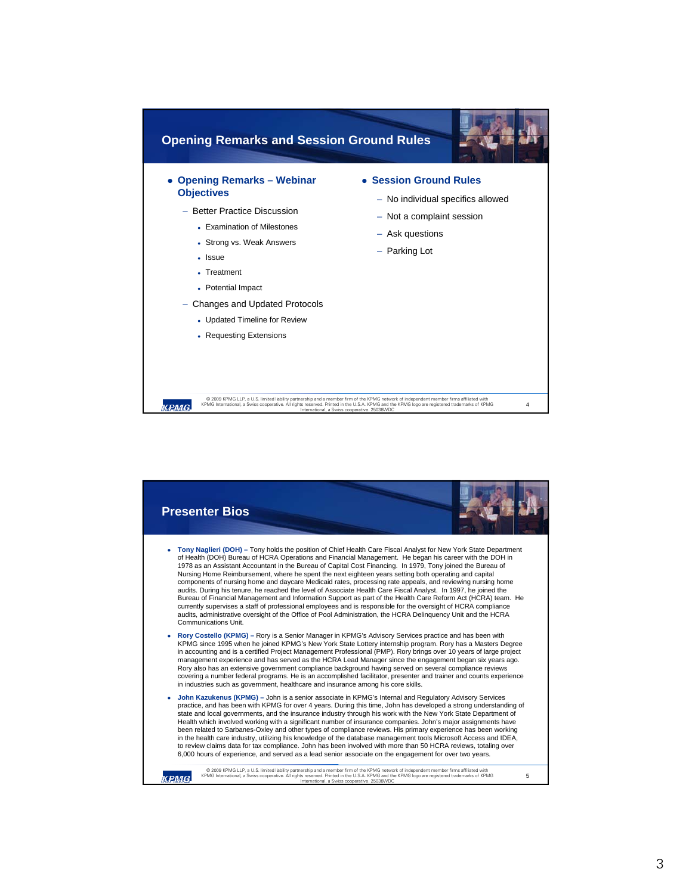## Opening Remarks and Session Ground Rules

- **Opening Remarks – Webinar Objectives**
  - Better Practice Discussion
    - Examination of Milestones
    - Strong vs. Weak Answers
    - Issue
    - Treatment
    - Potential Impact
  - Changes and Updated Protocols
    - Updated Timeline for Review
    - Requesting Extensions
- **Session Ground Rules**
  - No individual specifics allowed
  - Not a complaint session
  - Ask questions
  - Parking Lot

© 2009 KPMG LLP, a U.S. limited liability partnership and a member firm of the KPMG network of independent member firms affiliated with KPMG International, a Swiss cooperative. All rights reserved. Printed in the U.S.A. KPMG and the KPMG logo are registered trademarks of KPMG International, a Swiss cooperative. 25038WDC

## Presenter Bios

- **Tony Naglieri (DOH) –** Tony holds the position of Chief Health Care Fiscal Analyst for New York State Department of Health (DOH) Bureau of HCRA Operations and Financial Management. He began his career with the DOH in 1978 as an Assistant Accountant in the Bureau of Capital Cost Financing. In 1979, Tony joined the Bureau of Nursing Home Reimbursement, where he spent the next eighteen years setting both operating and capital components of nursing home and daycare Medicaid rates, processing rate appeals, and reviewing nursing home audits. During his tenure, he reached the level of Associate Health Care Fiscal Analyst. In 1997, he joined the Bureau of Financial Management and Information Support as part of the Health Care Reform Act (HCRA) team. He currently supervises a staff of professional employees and is responsible for the oversight of HCRA compliance audits, administrative oversight of the Office of Pool Administration, the HCRA Delinquency Unit and the HCRA Communications Unit.
- **Rory Costello (KPMG) –** Rory is a Senior Manager in KPMG's Advisory Services practice and has been with KPMG since 1995 when he joined KPMG's New York State Lottery internship program. Rory has a Masters Degree in accounting and is a certified Project Management Professional (PMP). Rory brings over 10 years of large project management experience and has served as the HCRA Lead Manager since the engagement began six years ago. Rory also has an extensive government compliance background having served on several compliance reviews covering a number federal programs. He is an accomplished facilitator, presenter and trainer and counts experience in industries such as government, healthcare and insurance among his core skills.
- **John Kazukenus (KPMG) –** John is a senior associate in KPMG's Internal and Regulatory Advisory Services practice, and has been with KPMG for over 4 years. During this time, John has developed a strong understanding of state and local governments, and the insurance industry through his work with the New York State Department of Health which involved working with a significant number of insurance companies. John's major assignments have been related to Sarbanes-Oxley and other types of compliance reviews. His primary experience has been working in the health care industry, utilizing his knowledge of the database management tools Microsoft Access and IDEA, to review claims data for tax compliance. John has been involved with more than 50 HCRA reviews, totaling over 6,000 hours of experience, and served as a lead senior associate on the engagement for over two years.

© 2009 KPMG LLP, a U.S. limited liability partnership and a member firm of the KPMG network of independent member firms affiliated with KPMG International, a Swiss cooperative. All rights reserved. Printed in the U.S.A. KPMG and the KPMG logo are registered trademarks of KPMG International, a Swiss cooperative. 25038WDC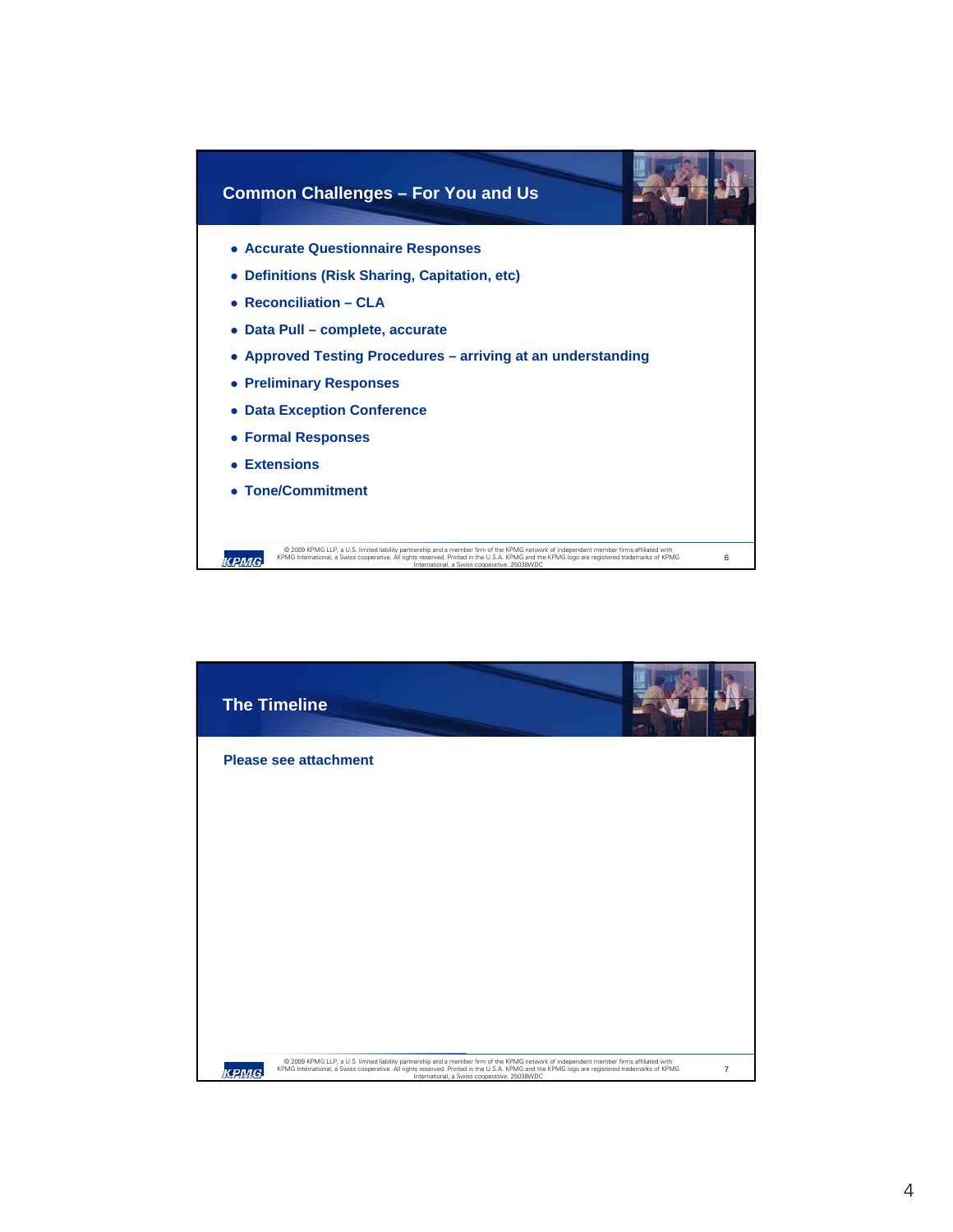## Common Challenges – For You and Us

- Accurate Questionnaire Responses
- Definitions (Risk Sharing, Capitation, etc)
- Reconciliation – CLA
- Data Pull – complete, accurate
- Approved Testing Procedures – arriving at an understanding
- Preliminary Responses
- Data Exception Conference
- Formal Responses
- Extensions
- Tone/Commitment

## The Timeline

Please see attachment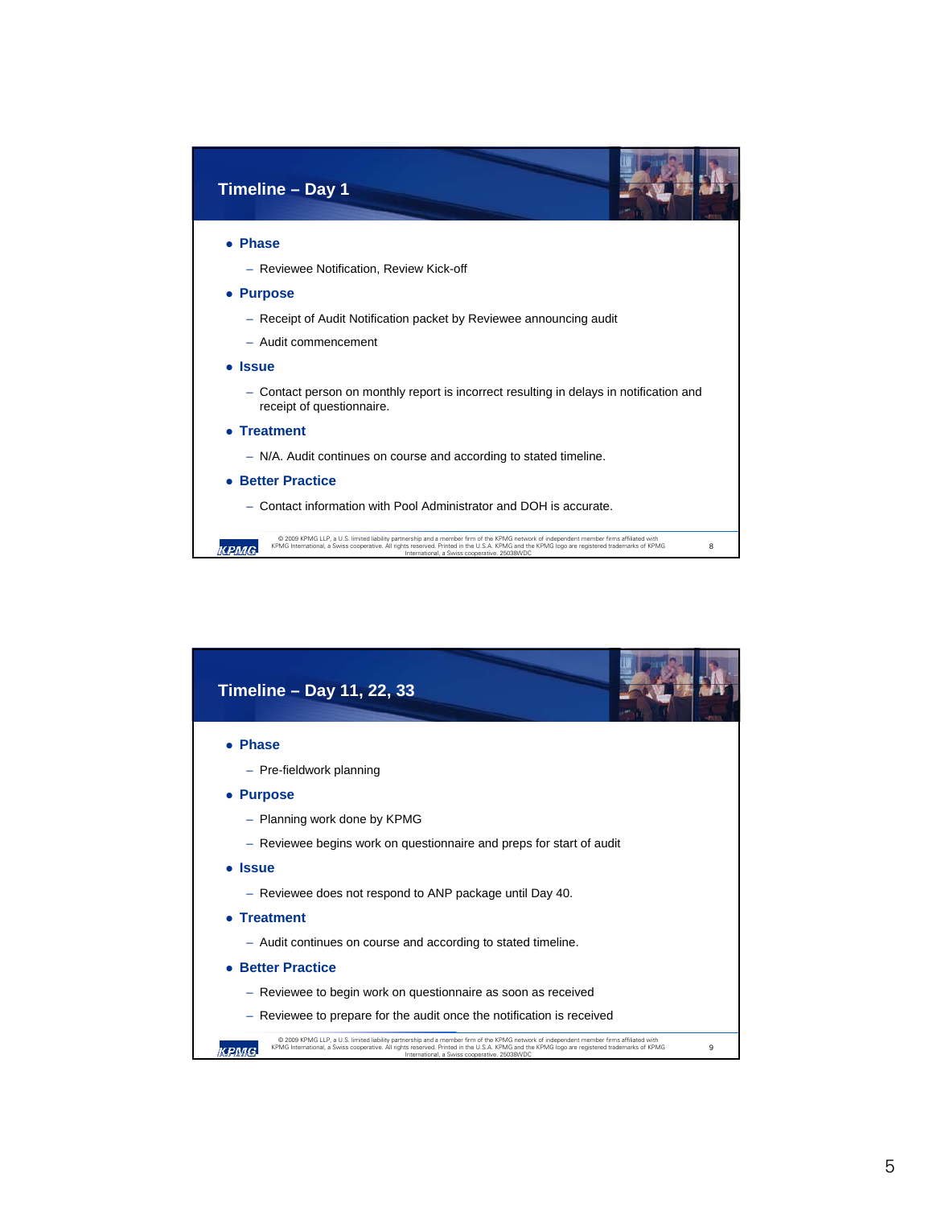## Timeline – Day 1

- **Phase**
  - Reviewee Notification, Review Kick-off
- **Purpose**
  - Receipt of Audit Notification packet by Reviewee announcing audit
  - Audit commencement
- **Issue**
  - Contact person on monthly report is incorrect resulting in delays in notification and receipt of questionnaire.
- **Treatment**
  - N/A. Audit continues on course and according to stated timeline.
- **Better Practice**
  - Contact information with Pool Administrator and DOH is accurate.

© 2009 KPMG LLP, a U.S. limited liability partnership and a member firm of the KPMG network of independent member firms affiliated with KPMG International, a Swiss cooperative. All rights reserved. Printed in the U.S.A. KPMG and the KPMG logo are registered trademarks of KPMG International, a Swiss cooperative. 25038WDC

## Timeline – Day 11, 22, 33

- **Phase**
  - Pre-fieldwork planning
- **Purpose**
  - Planning work done by KPMG
  - Reviewee begins work on questionnaire and preps for start of audit
- **Issue**
  - Reviewee does not respond to ANP package until Day 40.
- **Treatment**
  - Audit continues on course and according to stated timeline.
- **Better Practice**
  - Reviewee to begin work on questionnaire as soon as received
  - Reviewee to prepare for the audit once the notification is received

© 2009 KPMG LLP, a U.S. limited liability partnership and a member firm of the KPMG network of independent member firms affiliated with KPMG International, a Swiss cooperative. All rights reserved. Printed in the U.S.A. KPMG and the KPMG logo are registered trademarks of KPMG International, a Swiss cooperative. 25038WDC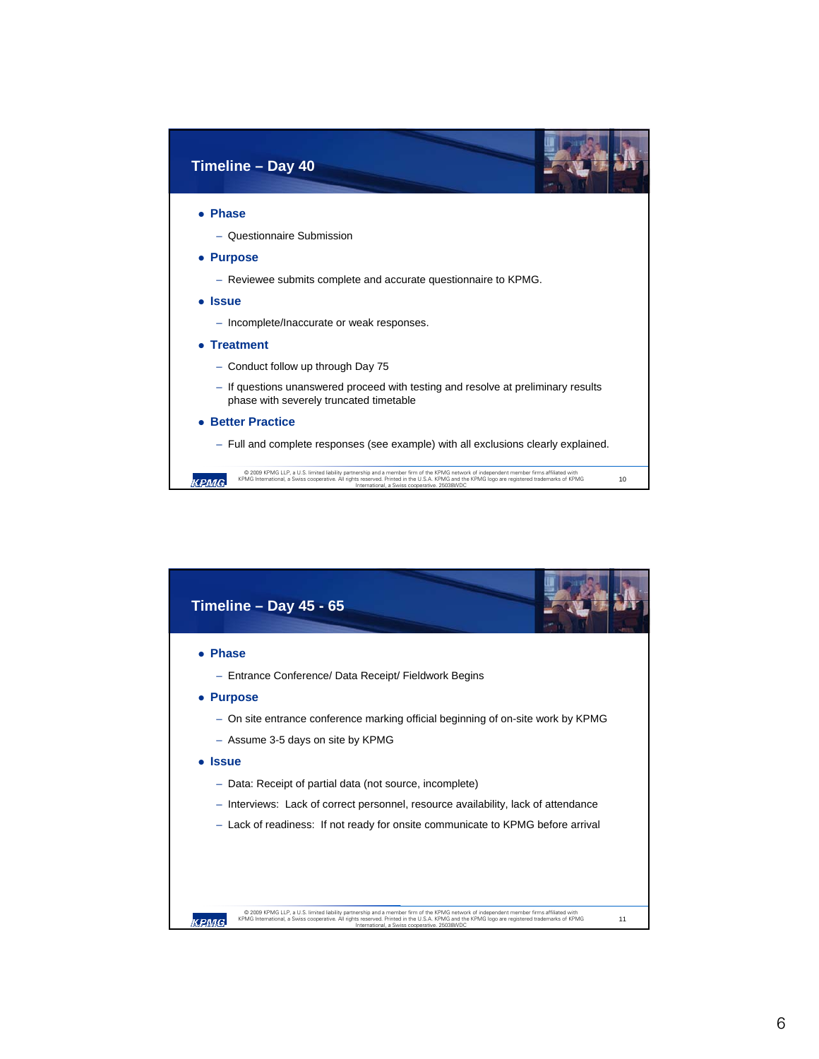## Timeline – Day 40

- **Phase**
  - Questionnaire Submission
- **Purpose**
  - Reviewee submits complete and accurate questionnaire to KPMG.
- **Issue**
  - Incomplete/Inaccurate or weak responses.
- **Treatment**
  - Conduct follow up through Day 75
  - If questions unanswered proceed with testing and resolve at preliminary results phase with severely truncated timetable
- **Better Practice**
  - Full and complete responses (see example) with all exclusions clearly explained.

© 2009 KPMG LLP, a U.S. limited liability partnership and a member firm of the KPMG network of independent member firms affiliated with KPMG International, a Swiss cooperative. All rights reserved. Printed in the U.S.A. KPMG and the KPMG logo are registered trademarks of KPMG International, a Swiss cooperative. 25038WDC

## Timeline – Day 45 - 65

- **Phase**
  - Entrance Conference/ Data Receipt/ Fieldwork Begins
- **Purpose**
  - On site entrance conference marking official beginning of on-site work by KPMG
  - Assume 3-5 days on site by KPMG
- **Issue**
  - Data: Receipt of partial data (not source, incomplete)
  - Interviews: Lack of correct personnel, resource availability, lack of attendance
  - Lack of readiness: If not ready for onsite communicate to KPMG before arrival

© 2009 KPMG LLP, a U.S. limited liability partnership and a member firm of the KPMG network of independent member firms affiliated with KPMG International, a Swiss cooperative. All rights reserved. Printed in the U.S.A. KPMG and the KPMG logo are registered trademarks of KPMG International, a Swiss cooperative. 25038WDC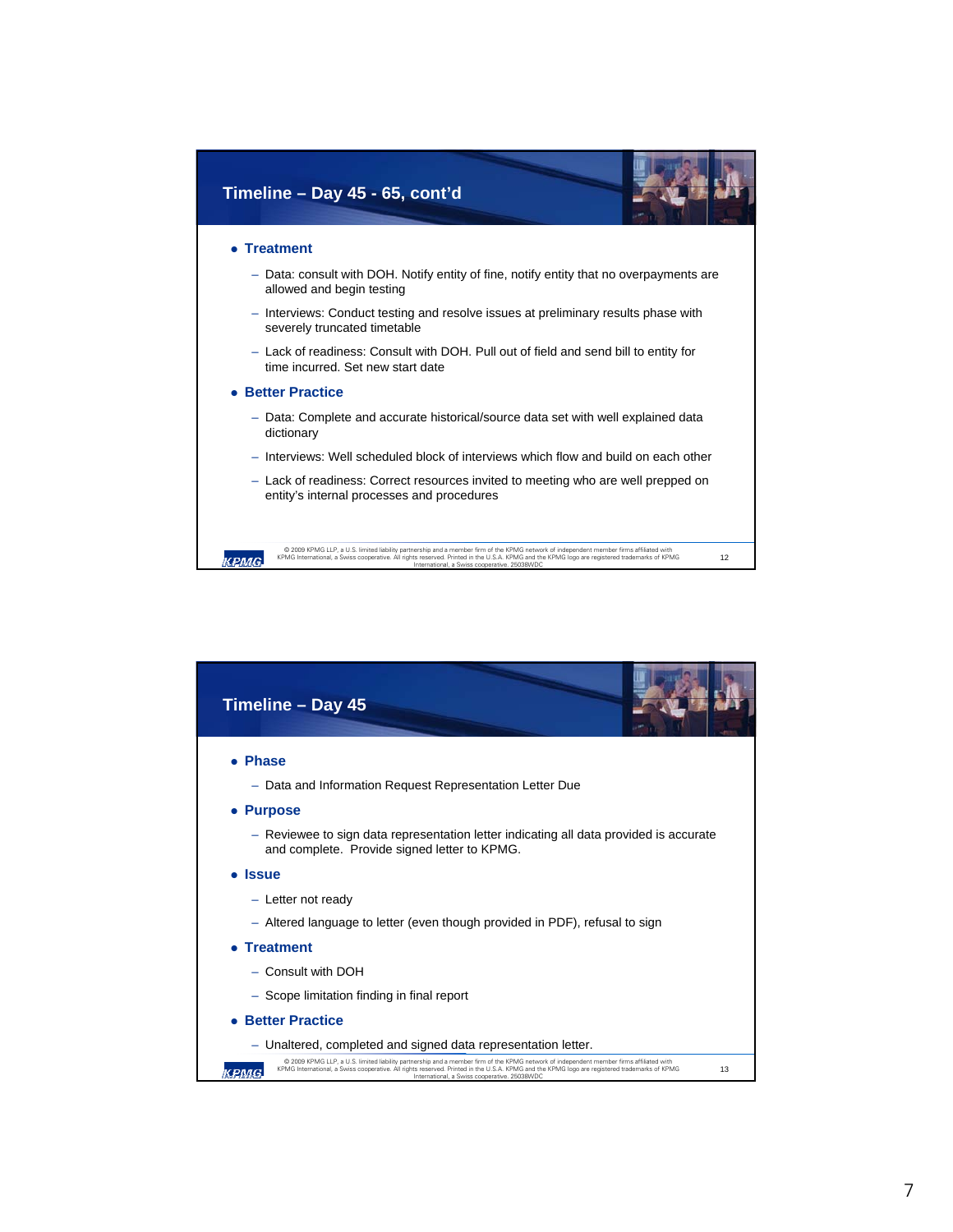## Timeline – Day 45 - 65, cont'd

- **Treatment**
  - Data: consult with DOH. Notify entity of fine, notify entity that no overpayments are allowed and begin testing
  - Interviews: Conduct testing and resolve issues at preliminary results phase with severely truncated timetable
  - Lack of readiness: Consult with DOH. Pull out of field and send bill to entity for time incurred. Set new start date
- **Better Practice**
  - Data: Complete and accurate historical/source data set with well explained data dictionary
  - Interviews: Well scheduled block of interviews which flow and build on each other
  - Lack of readiness: Correct resources invited to meeting who are well prepped on entity's internal processes and procedures

## Timeline – Day 45

- **Phase**
  - Data and Information Request Representation Letter Due
- **Purpose**
  - Reviewee to sign data representation letter indicating all data provided is accurate and complete. Provide signed letter to KPMG.
- **Issue**
  - Letter not ready
  - Altered language to letter (even though provided in PDF), refusal to sign
- **Treatment**
  - Consult with DOH
  - Scope limitation finding in final report
- **Better Practice**
  - Unaltered, completed and signed data representation letter.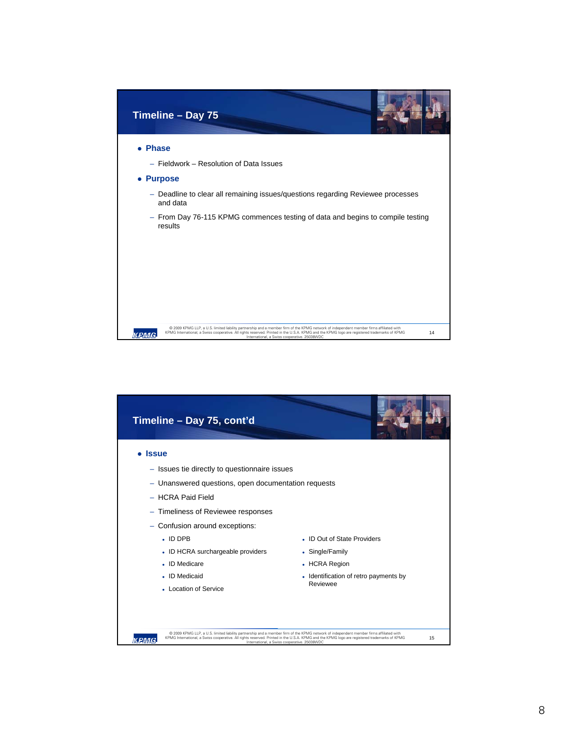## Timeline – Day 75

- **Phase**
  - Fieldwork – Resolution of Data Issues
- **Purpose**
  - Deadline to clear all remaining issues/questions regarding Reviewee processes and data
  - From Day 76-115 KPMG commences testing of data and begins to compile testing results

## Timeline – Day 75, cont'd

- **Issue**
  - Issues tie directly to questionnaire issues
  - Unanswered questions, open documentation requests
  - HCRA Paid Field
  - Timeliness of Reviewee responses
  - Confusion around exceptions:
    - ID DPB
    - ID HCRA surchargeable providers
    - ID Medicare
    - ID Medicaid
    - Location of Service
    - ID Out of State Providers
    - Single/Family
    - HCRA Region
    - Identification of retro payments by Reviewee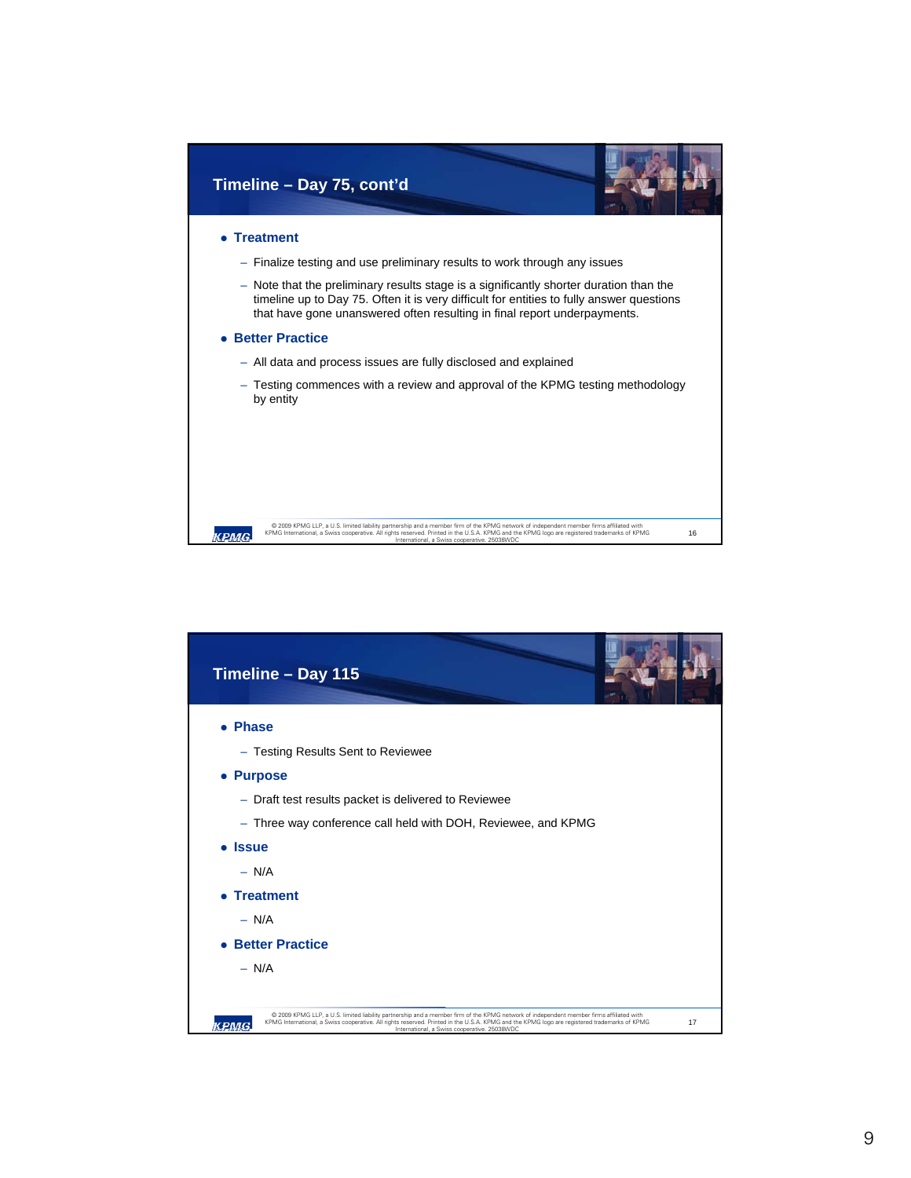## Timeline – Day 75, cont'd

- **Treatment**
  - Finalize testing and use preliminary results to work through any issues
  - Note that the preliminary results stage is a significantly shorter duration than the timeline up to Day 75. Often it is very difficult for entities to fully answer questions that have gone unanswered often resulting in final report underpayments.
- **Better Practice**
  - All data and process issues are fully disclosed and explained
  - Testing commences with a review and approval of the KPMG testing methodology by entity

© 2009 KPMG LLP, a U.S. limited liability partnership and a member firm of the KPMG network of independent member firms affiliated with KPMG International, a Swiss cooperative. All rights reserved. Printed in the U.S.A. KPMG and the KPMG logo are registered trademarks of KPMG International, a Swiss cooperative. 25038WDC

## Timeline – Day 115

- **Phase**
  - Testing Results Sent to Reviewee
- **Purpose**
  - Draft test results packet is delivered to Reviewee
  - Three way conference call held with DOH, Reviewee, and KPMG
- **Issue**
  - N/A
- **Treatment**
  - N/A
- **Better Practice**
  - N/A

© 2009 KPMG LLP, a U.S. limited liability partnership and a member firm of the KPMG network of independent member firms affiliated with KPMG International, a Swiss cooperative. All rights reserved. Printed in the U.S.A. KPMG and the KPMG logo are registered trademarks of KPMG International, a Swiss cooperative. 25038WDC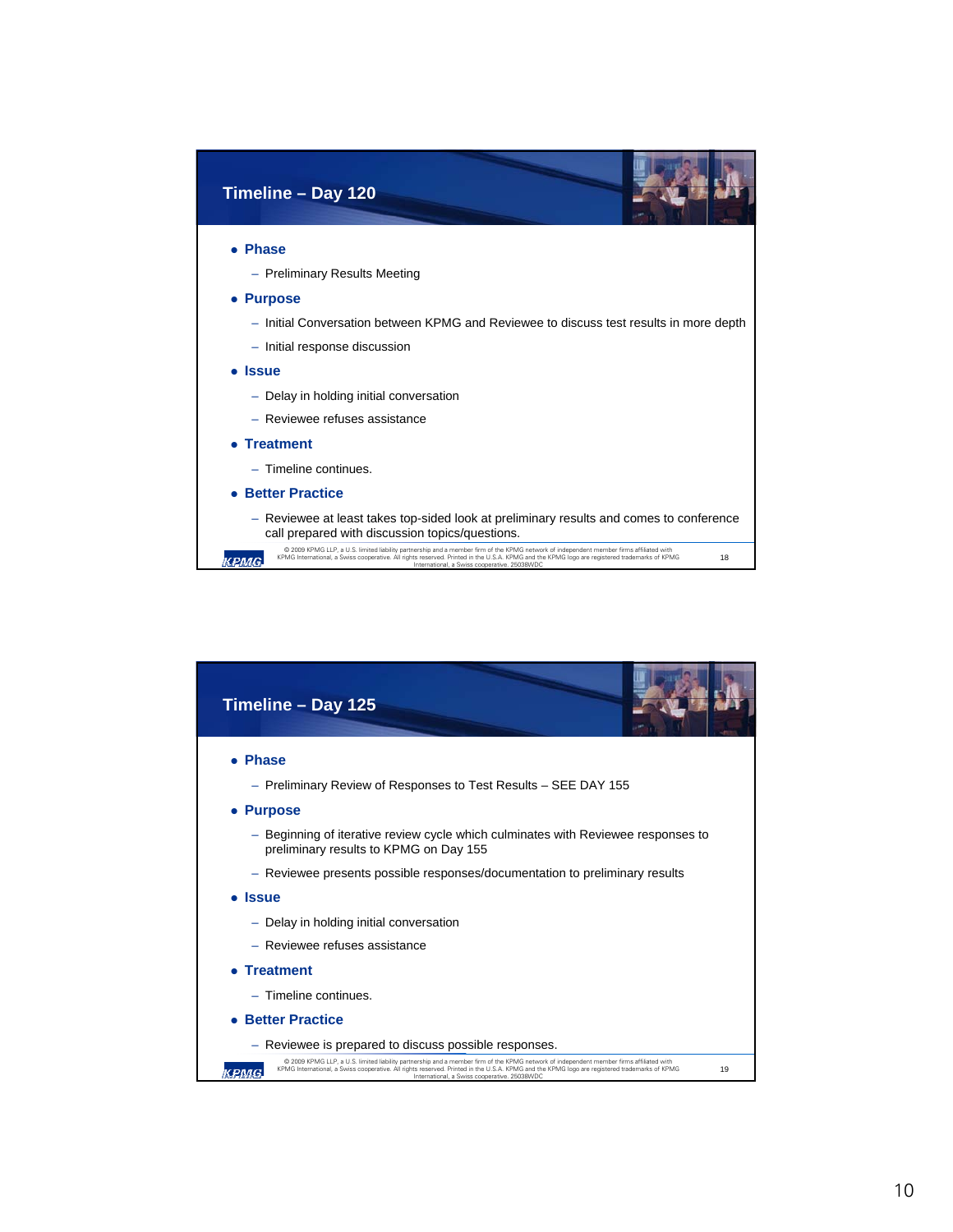## Timeline – Day 120

- **Phase**
  - Preliminary Results Meeting
- **Purpose**
  - Initial Conversation between KPMG and Reviewee to discuss test results in more depth
  - Initial response discussion
- **Issue**
  - Delay in holding initial conversation
  - Reviewee refuses assistance
- **Treatment**
  - Timeline continues.
- **Better Practice**
  - Reviewee at least takes top-sided look at preliminary results and comes to conference call prepared with discussion topics/questions.

© 2009 KPMG LLP, a U.S. limited liability partnership and a member firm of the KPMG network of independent member firms affiliated with KPMG International, a Swiss cooperative. All rights reserved. Printed in the U.S.A. KPMG and the KPMG logo are registered trademarks of KPMG International, a Swiss cooperative. 25038WDC

## Timeline – Day 125

- **Phase**
  - Preliminary Review of Responses to Test Results – SEE DAY 155
- **Purpose**
  - Beginning of iterative review cycle which culminates with Reviewee responses to preliminary results to KPMG on Day 155
  - Reviewee presents possible responses/documentation to preliminary results
- **Issue**
  - Delay in holding initial conversation
  - Reviewee refuses assistance
- **Treatment**
  - Timeline continues.
- **Better Practice**
  - Reviewee is prepared to discuss possible responses.

© 2009 KPMG LLP, a U.S. limited liability partnership and a member firm of the KPMG network of independent member firms affiliated with KPMG International, a Swiss cooperative. All rights reserved. Printed in the U.S.A. KPMG and the KPMG logo are registered trademarks of KPMG International, a Swiss cooperative. 25038WDC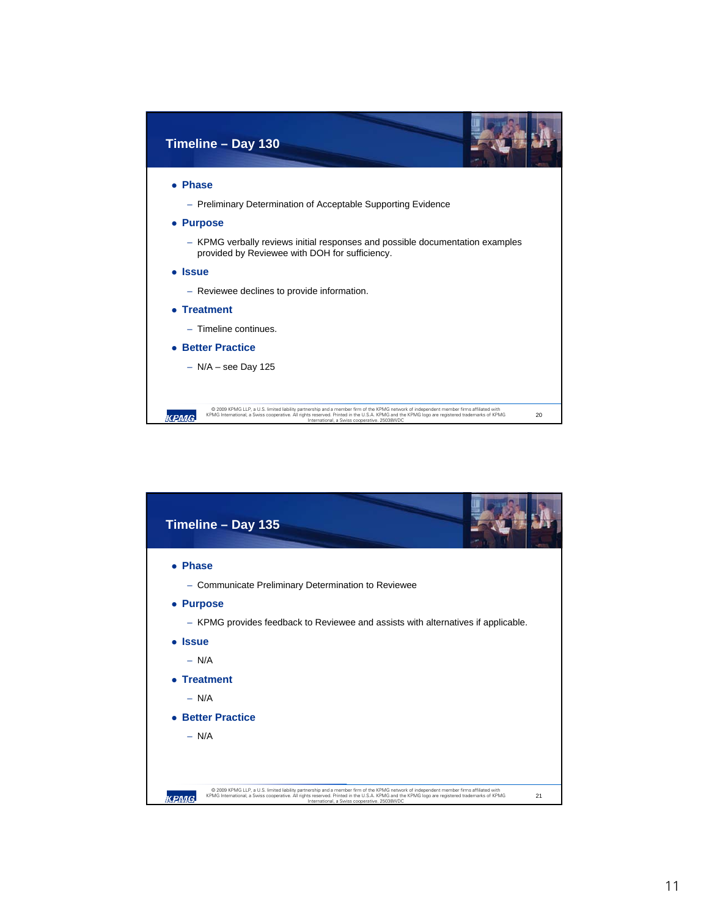## Timeline – Day 130

- **Phase**
  - Preliminary Determination of Acceptable Supporting Evidence
- **Purpose**
  - KPMG verbally reviews initial responses and possible documentation examples provided by Reviewee with DOH for sufficiency.
- **Issue**
  - Reviewee declines to provide information.
- **Treatment**
  - Timeline continues.
- **Better Practice**
  - N/A – see Day 125

© 2009 KPMG LLP, a U.S. limited liability partnership and a member firm of the KPMG network of independent member firms affiliated with KPMG International, a Swiss cooperative. All rights reserved. Printed in the U.S.A. KPMG and the KPMG logo are registered trademarks of KPMG International, a Swiss cooperative. 25038WDC

## Timeline – Day 135

- **Phase**
  - Communicate Preliminary Determination to Reviewee
- **Purpose**
  - KPMG provides feedback to Reviewee and assists with alternatives if applicable.
- **Issue**
  - N/A
- **Treatment**
  - N/A
- **Better Practice**
  - N/A

© 2009 KPMG LLP, a U.S. limited liability partnership and a member firm of the KPMG network of independent member firms affiliated with KPMG International, a Swiss cooperative. All rights reserved. Printed in the U.S.A. KPMG and the KPMG logo are registered trademarks of KPMG International, a Swiss cooperative. 25038WDC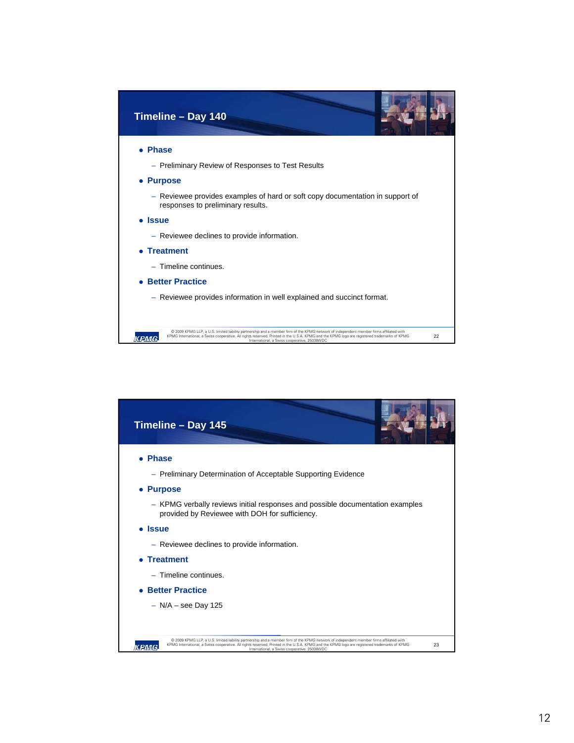## Timeline – Day 140

- **Phase**
  - Preliminary Review of Responses to Test Results
- **Purpose**
  - Reviewee provides examples of hard or soft copy documentation in support of responses to preliminary results.
- **Issue**
  - Reviewee declines to provide information.
- **Treatment**
  - Timeline continues.
- **Better Practice**
  - Reviewee provides information in well explained and succinct format.

© 2009 KPMG LLP, a U.S. limited liability partnership and a member firm of the KPMG network of independent member firms affiliated with KPMG International, a Swiss cooperative. All rights reserved. Printed in the U.S.A. KPMG and the KPMG logo are registered trademarks of KPMG International, a Swiss cooperative. 25038WDC

## Timeline – Day 145

- **Phase**
  - Preliminary Determination of Acceptable Supporting Evidence
- **Purpose**
  - KPMG verbally reviews initial responses and possible documentation examples provided by Reviewee with DOH for sufficiency.
- **Issue**
  - Reviewee declines to provide information.
- **Treatment**
  - Timeline continues.
- **Better Practice**
  - N/A – see Day 125

© 2009 KPMG LLP, a U.S. limited liability partnership and a member firm of the KPMG network of independent member firms affiliated with KPMG International, a Swiss cooperative. All rights reserved. Printed in the U.S.A. KPMG and the KPMG logo are registered trademarks of KPMG International, a Swiss cooperative. 25038WDC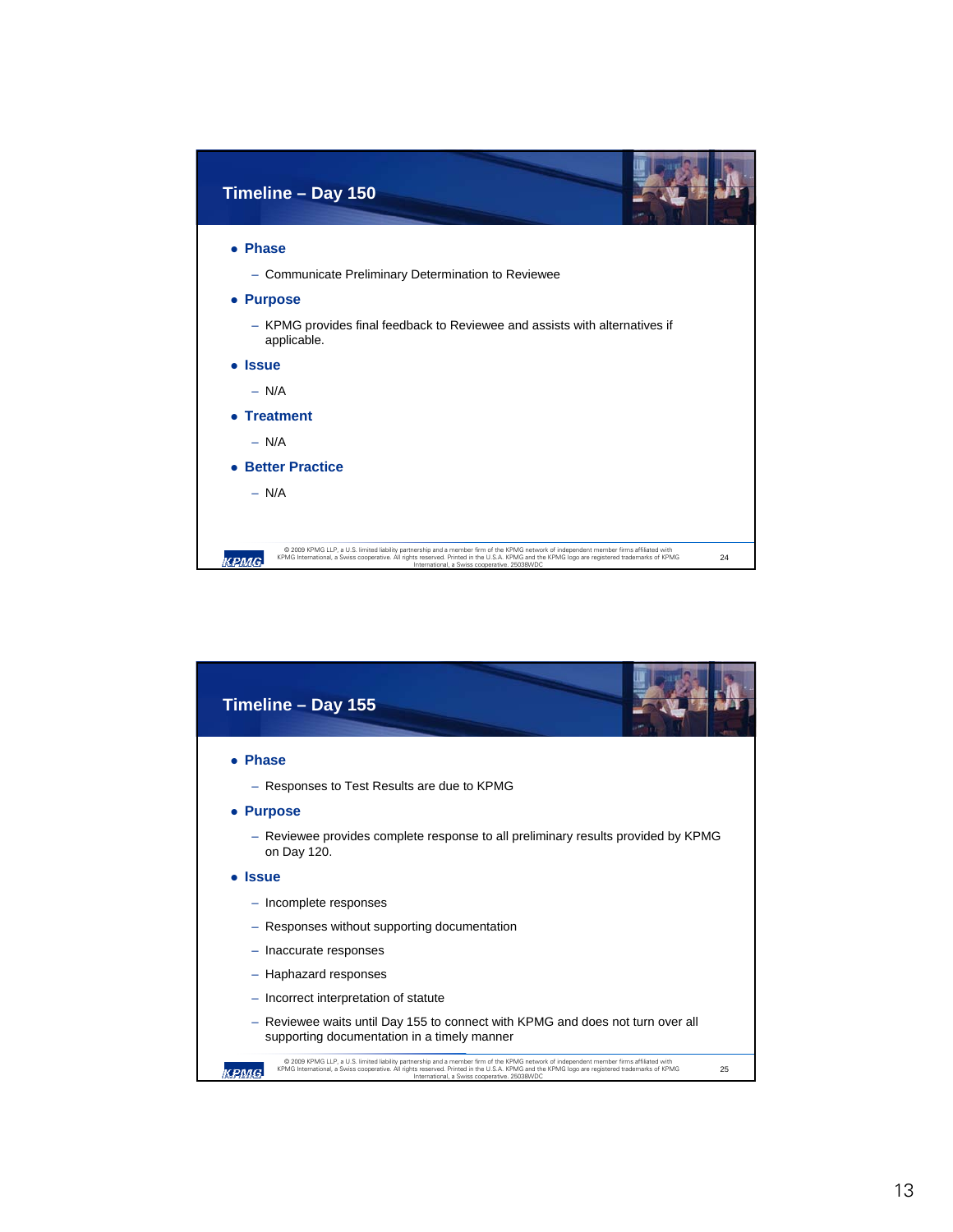## Timeline – Day 150

- **Phase**
  - Communicate Preliminary Determination to Reviewee
- **Purpose**
  - KPMG provides final feedback to Reviewee and assists with alternatives if applicable.
- **Issue**
  - N/A
- **Treatment**
  - N/A
- **Better Practice**
  - N/A

© 2009 KPMG LLP, a U.S. limited liability partnership and a member firm of the KPMG network of independent member firms affiliated with KPMG International, a Swiss cooperative. All rights reserved. Printed in the U.S.A. KPMG and the KPMG logo are registered trademarks of KPMG International, a Swiss cooperative. 25038WDC

## Timeline – Day 155

- **Phase**
  - Responses to Test Results are due to KPMG
- **Purpose**
  - Reviewee provides complete response to all preliminary results provided by KPMG on Day 120.
- **Issue**
  - Incomplete responses
  - Responses without supporting documentation
  - Inaccurate responses
  - Haphazard responses
  - Incorrect interpretation of statute
  - Reviewee waits until Day 155 to connect with KPMG and does not turn over all supporting documentation in a timely manner

© 2009 KPMG LLP, a U.S. limited liability partnership and a member firm of the KPMG network of independent member firms affiliated with KPMG International, a Swiss cooperative. All rights reserved. Printed in the U.S.A. KPMG and the KPMG logo are registered trademarks of KPMG International, a Swiss cooperative. 25038WDC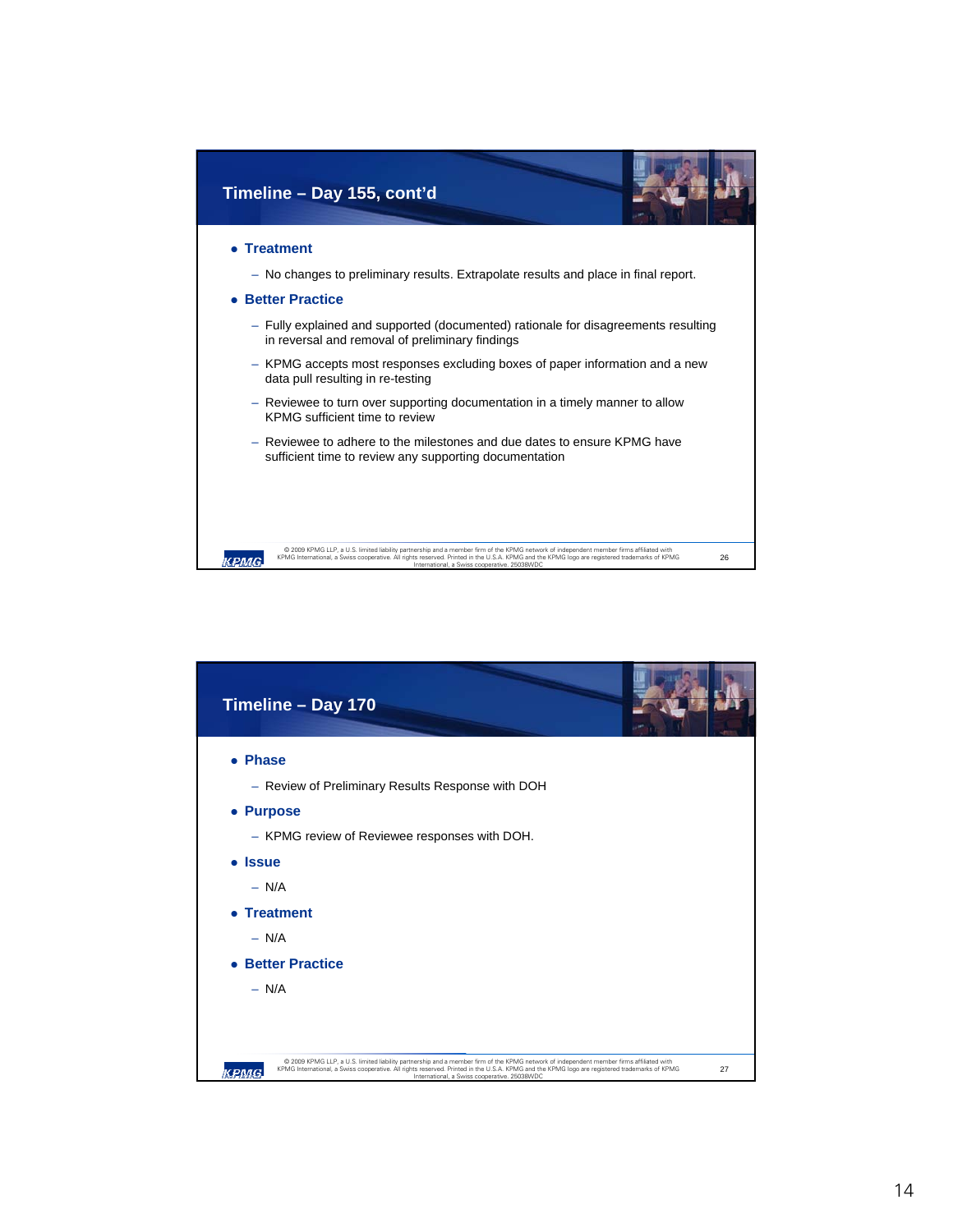## Timeline – Day 155, cont'd

- **Treatment**
  - No changes to preliminary results. Extrapolate results and place in final report.
- **Better Practice**
  - Fully explained and supported (documented) rationale for disagreements resulting in reversal and removal of preliminary findings
  - KPMG accepts most responses excluding boxes of paper information and a new data pull resulting in re-testing
  - Reviewee to turn over supporting documentation in a timely manner to allow KPMG sufficient time to review
  - Reviewee to adhere to the milestones and due dates to ensure KPMG have sufficient time to review any supporting documentation

## Timeline – Day 170

- **Phase**
  - Review of Preliminary Results Response with DOH
- **Purpose**
  - KPMG review of Reviewee responses with DOH.
- **Issue**
  - N/A
- **Treatment**
  - N/A
- **Better Practice**
  - N/A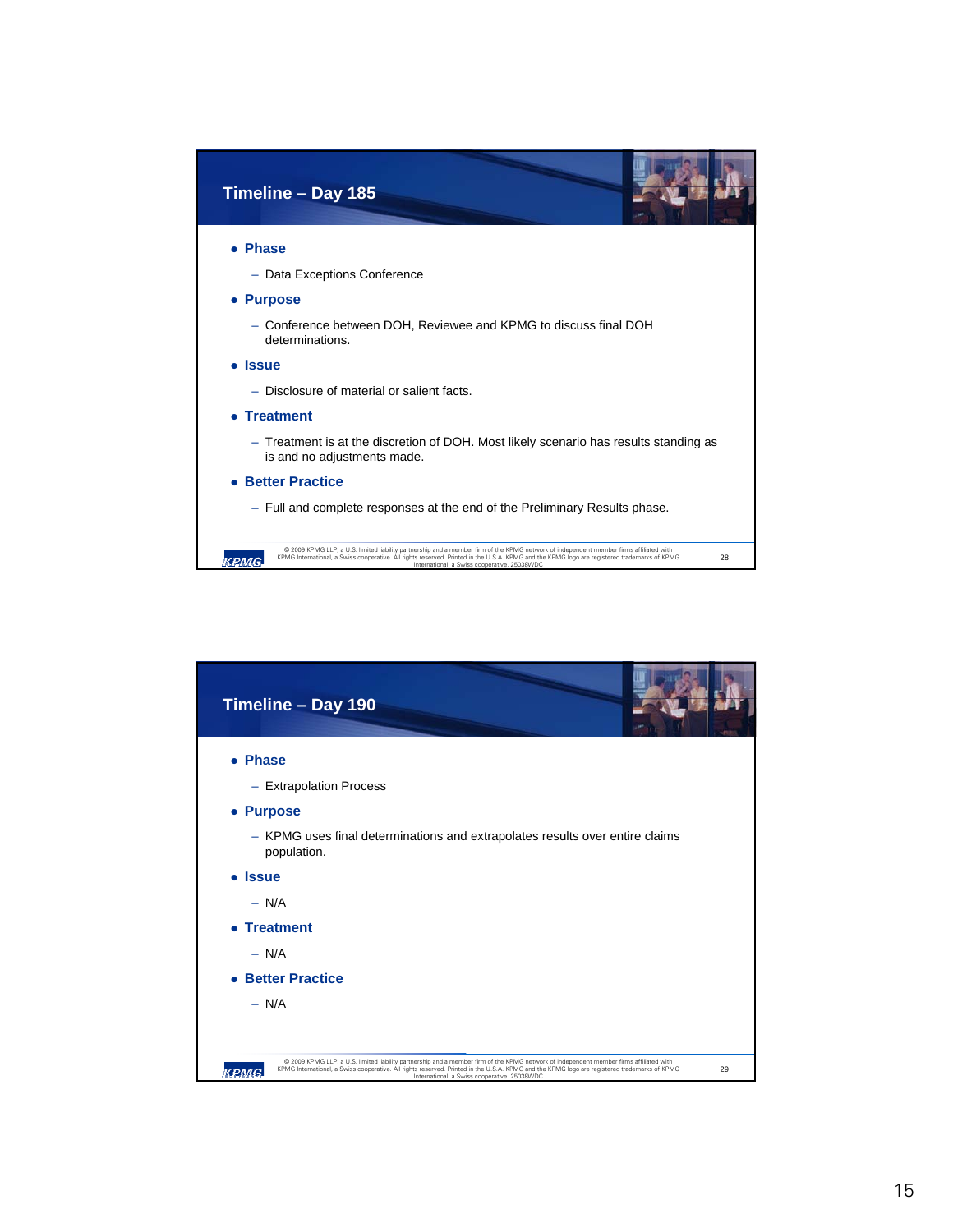## Timeline – Day 185

- **Phase**
  - Data Exceptions Conference
- **Purpose**
  - Conference between DOH, Reviewee and KPMG to discuss final DOH determinations.
- **Issue**
  - Disclosure of material or salient facts.
- **Treatment**
  - Treatment is at the discretion of DOH. Most likely scenario has results standing as is and no adjustments made.
- **Better Practice**
  - Full and complete responses at the end of the Preliminary Results phase.

© 2009 KPMG LLP, a U.S. limited liability partnership and a member firm of the KPMG network of independent member firms affiliated with KPMG International, a Swiss cooperative. All rights reserved. Printed in the U.S.A. KPMG and the KPMG logo are registered trademarks of KPMG International, a Swiss cooperative. 25038WDC

## Timeline – Day 190

- **Phase**
  - Extrapolation Process
- **Purpose**
  - KPMG uses final determinations and extrapolates results over entire claims population.
- **Issue**
  - N/A
- **Treatment**
  - N/A
- **Better Practice**
  - N/A

© 2009 KPMG LLP, a U.S. limited liability partnership and a member firm of the KPMG network of independent member firms affiliated with KPMG International, a Swiss cooperative. All rights reserved. Printed in the U.S.A. KPMG and the KPMG logo are registered trademarks of KPMG International, a Swiss cooperative. 25038WDC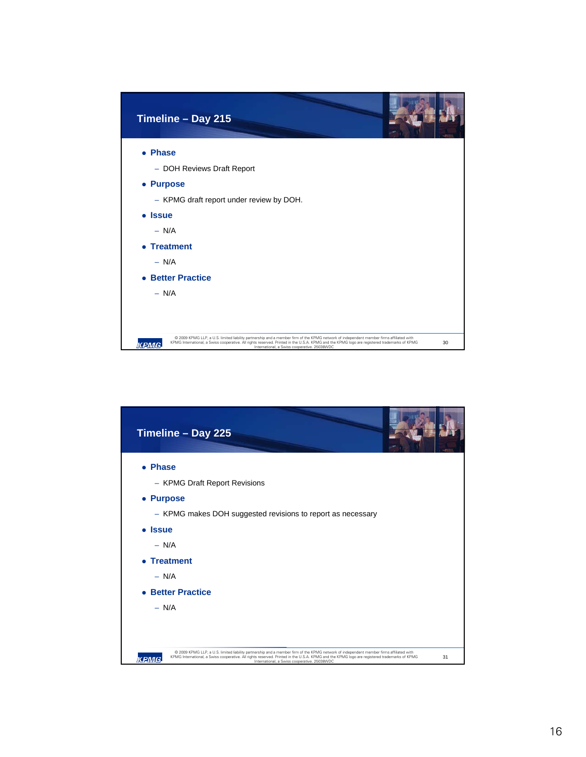## Timeline – Day 215

- **Phase**
  - DOH Reviews Draft Report
- **Purpose**
  - KPMG draft report under review by DOH.
- **Issue**
  - N/A
- **Treatment**
  - N/A
- **Better Practice**
  - N/A

© 2009 KPMG LLP, a U.S. limited liability partnership and a member firm of the KPMG network of independent member firms affiliated with KPMG International, a Swiss cooperative. All rights reserved. Printed in the U.S.A. KPMG and the KPMG logo are registered trademarks of KPMG International, a Swiss cooperative. 25038WDC

## Timeline – Day 225

- **Phase**
  - KPMG Draft Report Revisions
- **Purpose**
  - KPMG makes DOH suggested revisions to report as necessary
- **Issue**
  - N/A
- **Treatment**
  - N/A
- **Better Practice**
  - N/A

© 2009 KPMG LLP, a U.S. limited liability partnership and a member firm of the KPMG network of independent member firms affiliated with KPMG International, a Swiss cooperative. All rights reserved. Printed in the U.S.A. KPMG and the KPMG logo are registered trademarks of KPMG International, a Swiss cooperative. 25038WDC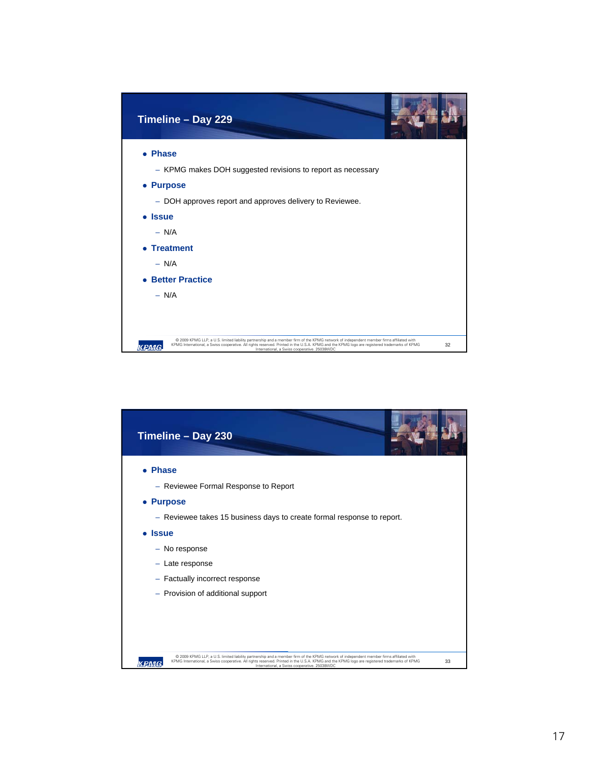## Timeline – Day 229

- **Phase**
  - KPMG makes DOH suggested revisions to report as necessary
- **Purpose**
  - DOH approves report and approves delivery to Reviewee.
- **Issue**
  - N/A
- **Treatment**
  - N/A
- **Better Practice**
  - N/A

© 2009 KPMG LLP, a U.S. limited liability partnership and a member firm of the KPMG network of independent member firms affiliated with KPMG International, a Swiss cooperative. All rights reserved. Printed in the U.S.A. KPMG and the KPMG logo are registered trademarks of KPMG International, a Swiss cooperative. 25038WDC

## Timeline – Day 230

- **Phase**
  - Reviewee Formal Response to Report
- **Purpose**
  - Reviewee takes 15 business days to create formal response to report.
- **Issue**
  - No response
  - Late response
  - Factually incorrect response
  - Provision of additional support

© 2009 KPMG LLP, a U.S. limited liability partnership and a member firm of the KPMG network of independent member firms affiliated with KPMG International, a Swiss cooperative. All rights reserved. Printed in the U.S.A. KPMG and the KPMG logo are registered trademarks of KPMG International, a Swiss cooperative. 25038WDC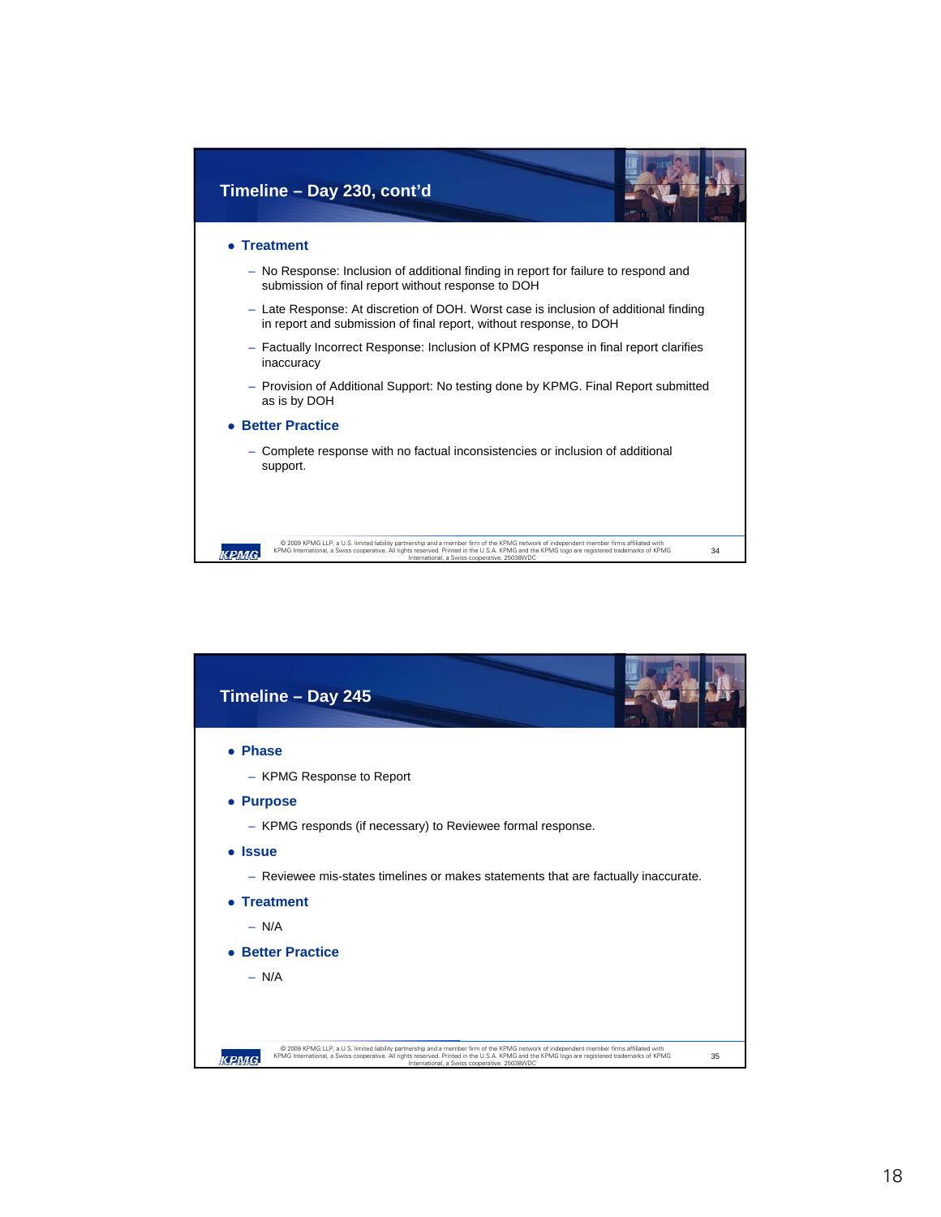## Timeline – Day 230, cont'd

- **Treatment**
  - No Response: Inclusion of additional finding in report for failure to respond and submission of final report without response to DOH
  - Late Response: At discretion of DOH. Worst case is inclusion of additional finding in report and submission of final report, without response, to DOH
  - Factually Incorrect Response: Inclusion of KPMG response in final report clarifies inaccuracy
  - Provision of Additional Support: No testing done by KPMG. Final Report submitted as is by DOH
- **Better Practice**
  - Complete response with no factual inconsistencies or inclusion of additional support.

© 2009 KPMG LLP, a U.S. limited liability partnership and a member firm of the KPMG network of independent member firms affiliated with KPMG International, a Swiss cooperative. All rights reserved. Printed in the U.S.A. KPMG and the KPMG logo are registered trademarks of KPMG International, a Swiss cooperative. 25038WDC

## Timeline – Day 245

- **Phase**
  - KPMG Response to Report
- **Purpose**
  - KPMG responds (if necessary) to Reviewee formal response.
- **Issue**
  - Reviewee mis-states timelines or makes statements that are factually inaccurate.
- **Treatment**
  - N/A
- **Better Practice**
  - N/A

© 2009 KPMG LLP, a U.S. limited liability partnership and a member firm of the KPMG network of independent member firms affiliated with KPMG International, a Swiss cooperative. All rights reserved. Printed in the U.S.A. KPMG and the KPMG logo are registered trademarks of KPMG International, a Swiss cooperative. 25038WDC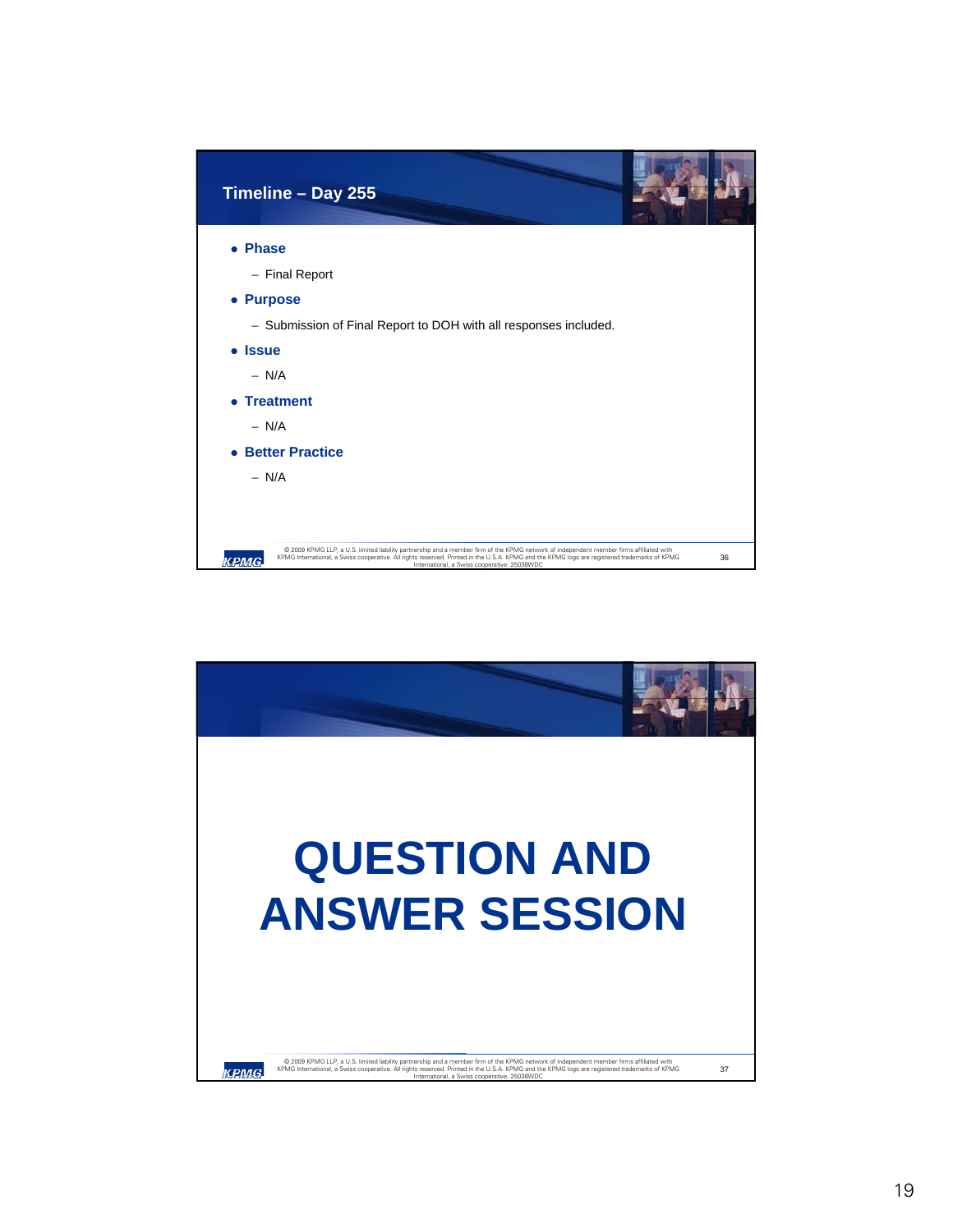## Timeline – Day 255

- **Phase**
  - Final Report
- **Purpose**
  - Submission of Final Report to DOH with all responses included.
- **Issue**
  - N/A
- **Treatment**
  - N/A
- **Better Practice**
  - N/A

© 2009 KPMG LLP, a U.S. limited liability partnership and a member firm of the KPMG network of independent member firms affiliated with KPMG International, a Swiss cooperative. All rights reserved. Printed in the U.S.A. KPMG and the KPMG logo are registered trademarks of KPMG International, a Swiss cooperative. 25038WDC

# QUESTION AND ANSWER SESSION

© 2009 KPMG LLP, a U.S. limited liability partnership and a member firm of the KPMG network of independent member firms affiliated with KPMG International, a Swiss cooperative. All rights reserved. Printed in the U.S.A. KPMG and the KPMG logo are registered trademarks of KPMG International, a Swiss cooperative. 25038WDC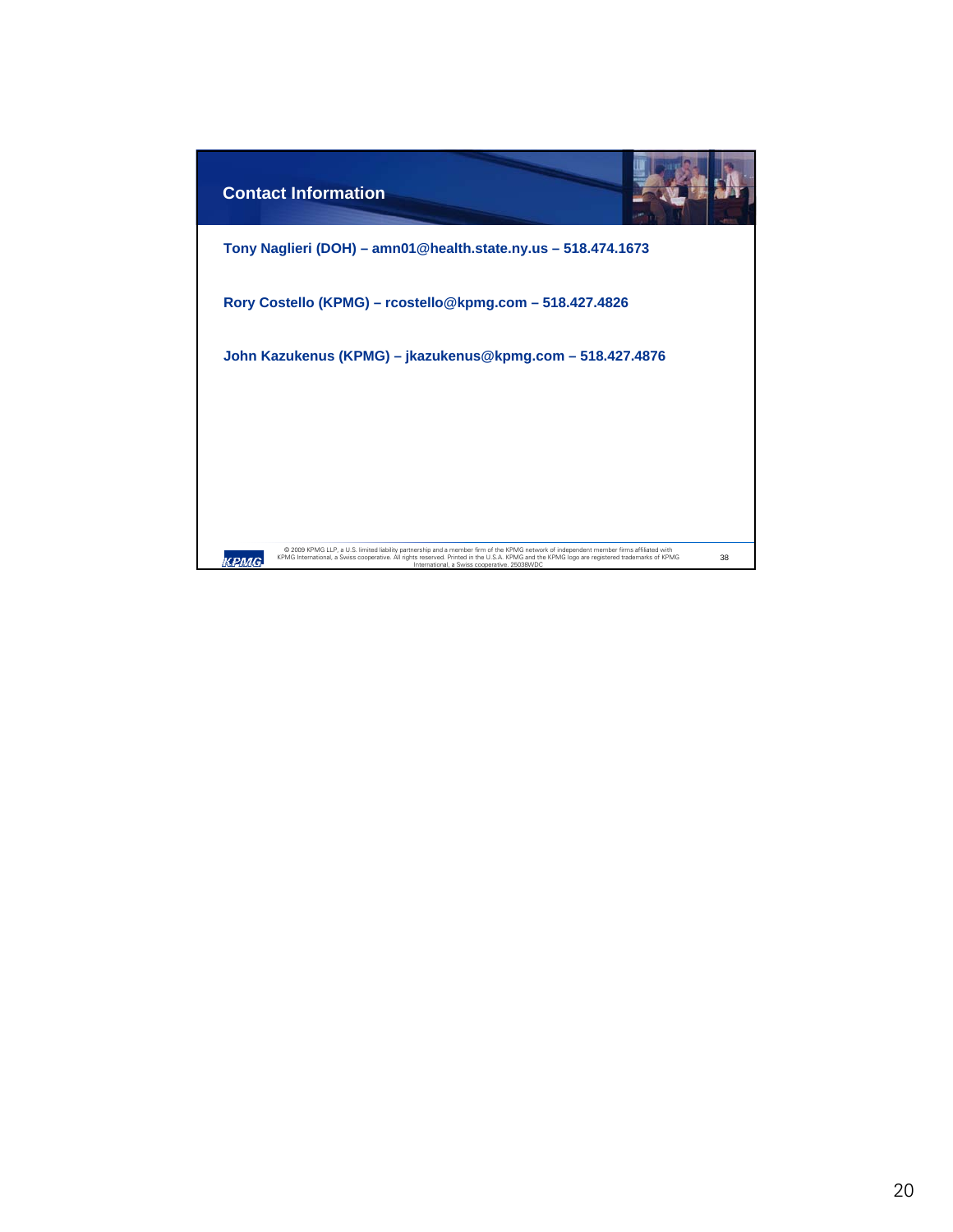## Contact Information

**Tony Naglieri (DOH) – amn01@health.state.ny.us – 518.474.1673**

**Rory Costello (KPMG) – rcostello@kpmg.com – 518.427.4826**

**John Kazukenus (KPMG) – jkazukenus@kpmg.com – 518.427.4876**

© 2009 KPMG LLP, a U.S. limited liability partnership and a member firm of the KPMG network of independent member firms affiliated with KPMG International, a Swiss cooperative. All rights reserved. Printed in the U.S.A. KPMG and the KPMG logo are registered trademarks of KPMG International, a Swiss cooperative. 25038WDC